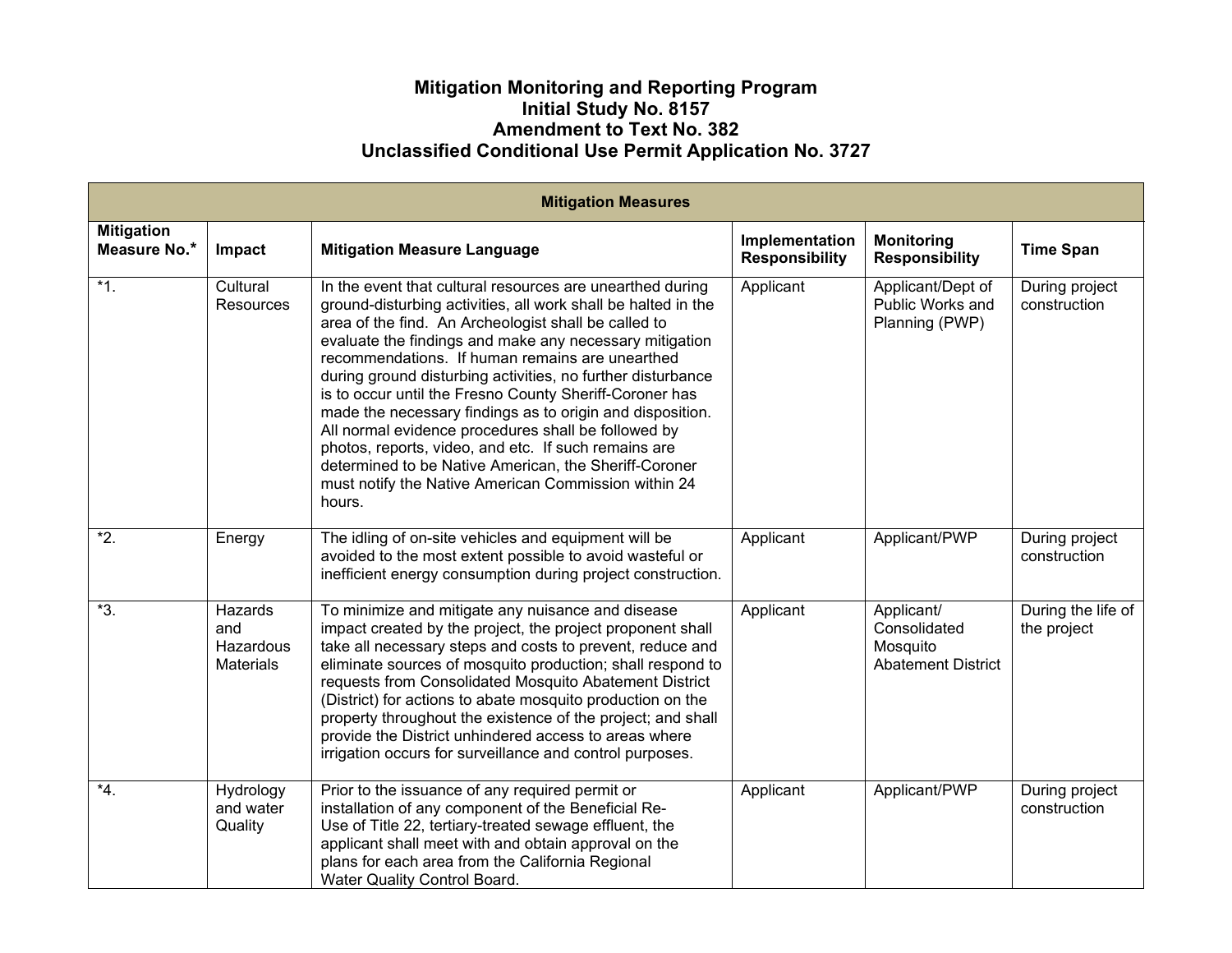# Mitigation Monitoring and Reporting Program
# Initial Study No. 8157
# Amendment to Text No. 382
# Unclassified Conditional Use Permit Application No. 3727

| Mitigation Measures | | | | | |
|---|---|---|---|---|---|
| **Mitigation Measure No.*** | **Impact** | **Mitigation Measure Language** | **Implementation Responsibility** | **Monitoring Responsibility** | **Time Span** |
| *1. | Cultural Resources | In the event that cultural resources are unearthed during ground-disturbing activities, all work shall be halted in the area of the find. An Archeologist shall be called to evaluate the findings and make any necessary mitigation recommendations. If human remains are unearthed during ground disturbing activities, no further disturbance is to occur until the Fresno County Sheriff-Coroner has made the necessary findings as to origin and disposition. All normal evidence procedures shall be followed by photos, reports, video, and etc. If such remains are determined to be Native American, the Sheriff-Coroner must notify the Native American Commission within 24 hours. | Applicant | Applicant/Dept of Public Works and Planning (PWP) | During project construction |
| *2. | Energy | The idling of on-site vehicles and equipment will be avoided to the most extent possible to avoid wasteful or inefficient energy consumption during project construction. | Applicant | Applicant/PWP | During project construction |
| *3. | Hazards and Hazardous Materials | To minimize and mitigate any nuisance and disease impact created by the project, the project proponent shall take all necessary steps and costs to prevent, reduce and eliminate sources of mosquito production; shall respond to requests from Consolidated Mosquito Abatement District (District) for actions to abate mosquito production on the property throughout the existence of the project; and shall provide the District unhindered access to areas where irrigation occurs for surveillance and control purposes. | Applicant | Applicant/ Consolidated Mosquito Abatement District | During the life of the project |
| *4. | Hydrology and water Quality | Prior to the issuance of any required permit or installation of any component of the Beneficial Re-Use of Title 22, tertiary-treated sewage effluent, the applicant shall meet with and obtain approval on the plans for each area from the California Regional Water Quality Control Board. | Applicant | Applicant/PWP | During project construction |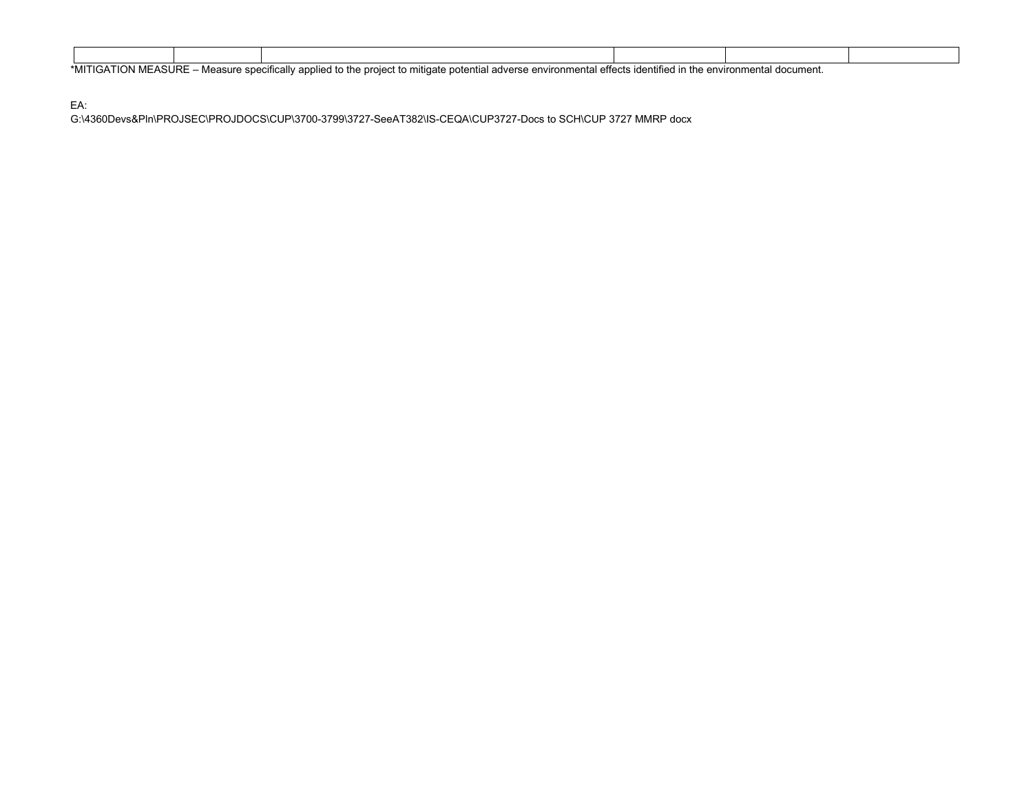| | | | | | |
|---|---|---|---|---|---|
| | | | | | |

*MITIGATION MEASURE – Measure specifically applied to the project to mitigate potential adverse environmental effects identified in the environmental document.

EA:
G:\4360Devs&Pln\PROJSEC\PROJDOCS\CUP\3700-3799\3727-SeeAT382\IS-CEQA\CUP3727-Docs to SCH\CUP 3727 MMRP docx